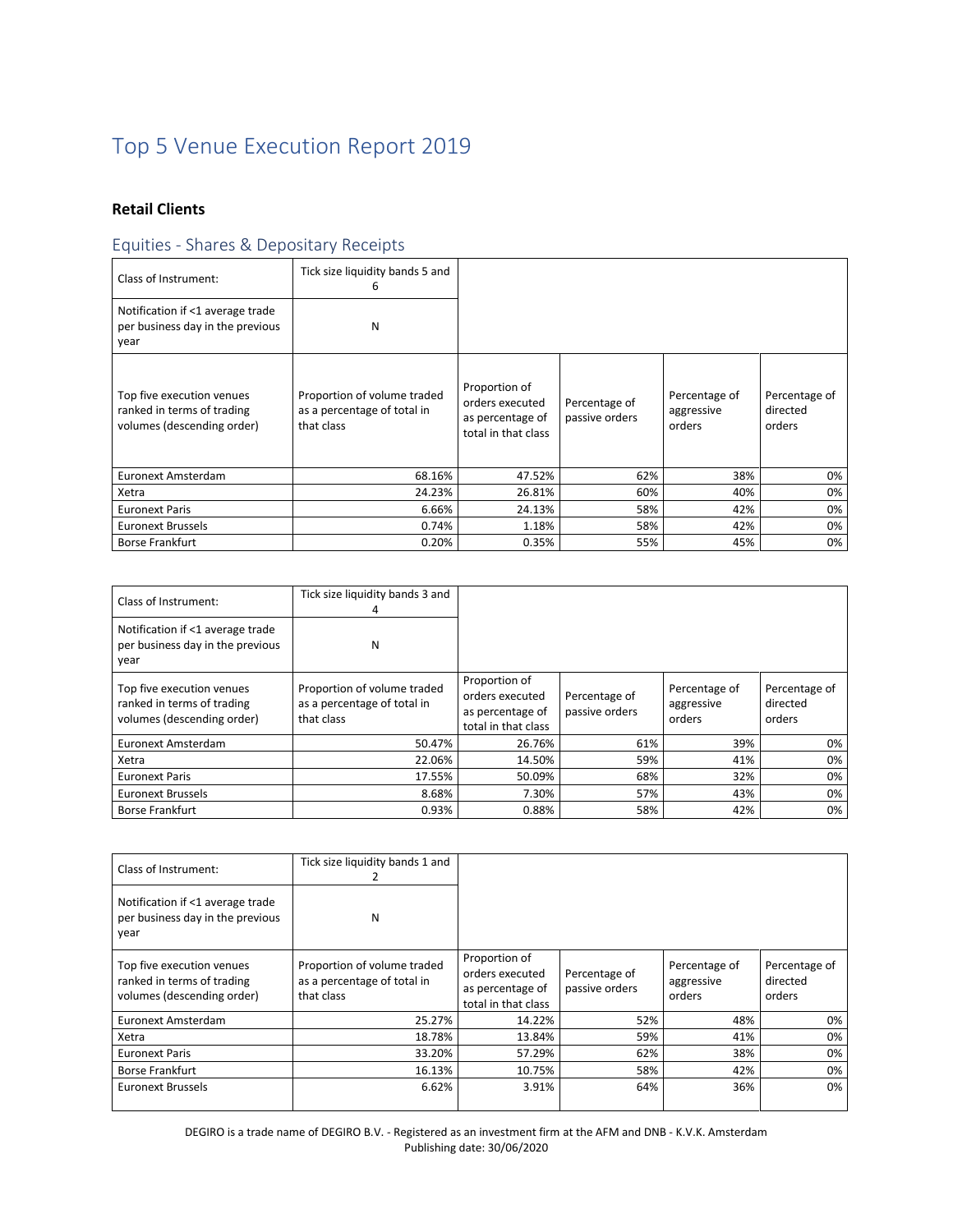# Top 5 Venue Execution Report 2019

**Retail Clients**

## Equities - Shares & Depositary Receipts

| Class of Instrument: | Tick size liquidity bands 5 and 6 | | | | |
|---|---|---|---|---|---|
| Notification if <1 average trade per business day in the previous year | N | | | | |
| Top five execution venues ranked in terms of trading volumes (descending order) | Proportion of volume traded as a percentage of total in that class | Proportion of orders executed as percentage of total in that class | Percentage of passive orders | Percentage of aggressive orders | Percentage of directed orders |
| Euronext Amsterdam | 68.16% | 47.52% | 62% | 38% | 0% |
| Xetra | 24.23% | 26.81% | 60% | 40% | 0% |
| Euronext Paris | 6.66% | 24.13% | 58% | 42% | 0% |
| Euronext Brussels | 0.74% | 1.18% | 58% | 42% | 0% |
| Borse Frankfurt | 0.20% | 0.35% | 55% | 45% | 0% |

| Class of Instrument: | Tick size liquidity bands 3 and 4 | | | | |
|---|---|---|---|---|---|
| Notification if <1 average trade per business day in the previous year | N | | | | |
| Top five execution venues ranked in terms of trading volumes (descending order) | Proportion of volume traded as a percentage of total in that class | Proportion of orders executed as percentage of total in that class | Percentage of passive orders | Percentage of aggressive orders | Percentage of directed orders |
| Euronext Amsterdam | 50.47% | 26.76% | 61% | 39% | 0% |
| Xetra | 22.06% | 14.50% | 59% | 41% | 0% |
| Euronext Paris | 17.55% | 50.09% | 68% | 32% | 0% |
| Euronext Brussels | 8.68% | 7.30% | 57% | 43% | 0% |
| Borse Frankfurt | 0.93% | 0.88% | 58% | 42% | 0% |

| Class of Instrument: | Tick size liquidity bands 1 and 2 | | | | |
|---|---|---|---|---|---|
| Notification if <1 average trade per business day in the previous year | N | | | | |
| Top five execution venues ranked in terms of trading volumes (descending order) | Proportion of volume traded as a percentage of total in that class | Proportion of orders executed as percentage of total in that class | Percentage of passive orders | Percentage of aggressive orders | Percentage of directed orders |
| Euronext Amsterdam | 25.27% | 14.22% | 52% | 48% | 0% |
| Xetra | 18.78% | 13.84% | 59% | 41% | 0% |
| Euronext Paris | 33.20% | 57.29% | 62% | 38% | 0% |
| Borse Frankfurt | 16.13% | 10.75% | 58% | 42% | 0% |
| Euronext Brussels | 6.62% | 3.91% | 64% | 36% | 0% |

DEGIRO is a trade name of DEGIRO B.V. - Registered as an investment firm at the AFM and DNB - K.V.K. Amsterdam
Publishing date: 30/06/2020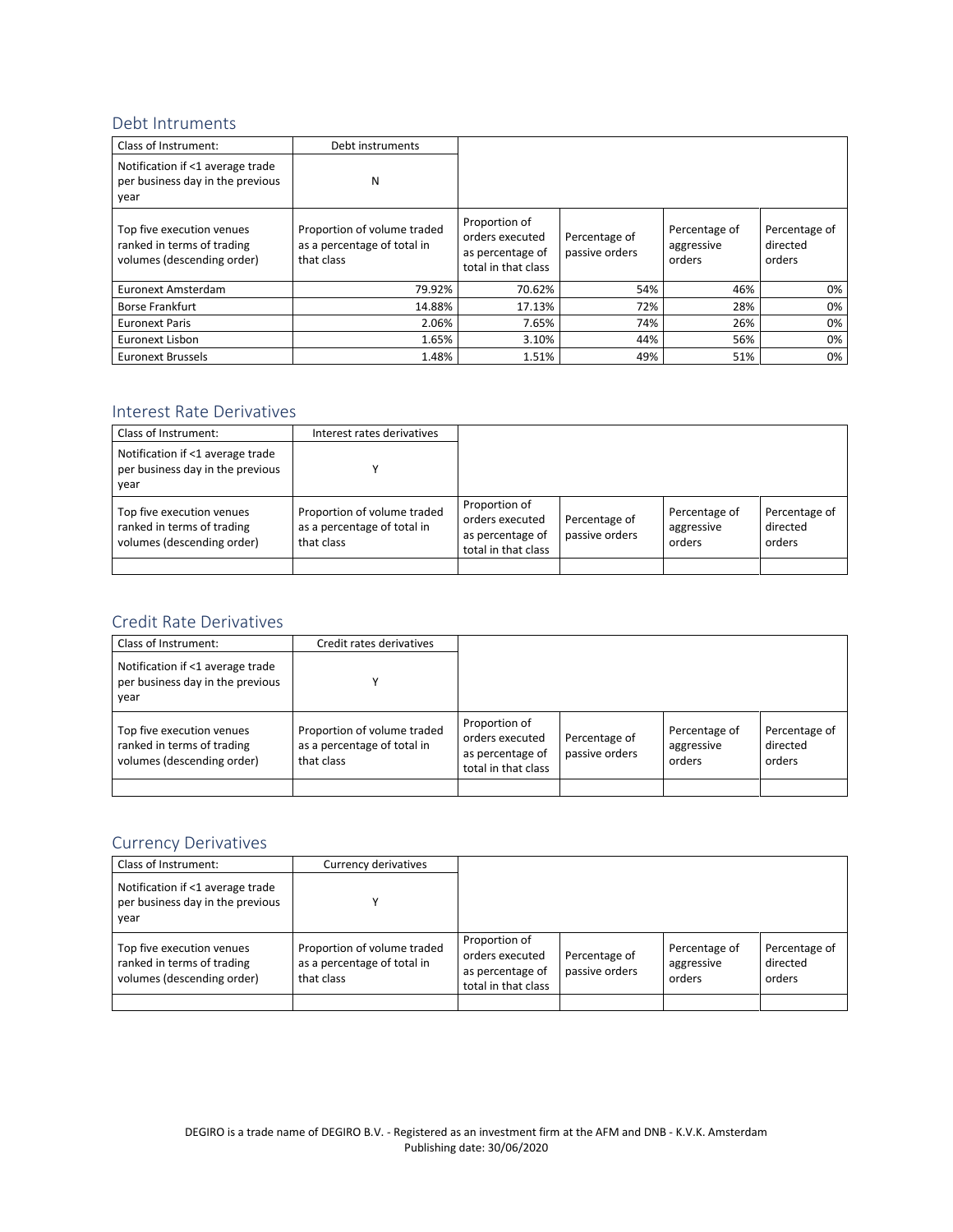## Debt Intruments

| Class of Instrument: | Debt instruments | | | | |
|---|---|---|---|---|---|
| Notification if <1 average trade per business day in the previous year | N | | | | |
| Top five execution venues ranked in terms of trading volumes (descending order) | Proportion of volume traded as a percentage of total in that class | Proportion of orders executed as percentage of total in that class | Percentage of passive orders | Percentage of aggressive orders | Percentage of directed orders |
| Euronext Amsterdam | 79.92% | 70.62% | 54% | 46% | 0% |
| Borse Frankfurt | 14.88% | 17.13% | 72% | 28% | 0% |
| Euronext Paris | 2.06% | 7.65% | 74% | 26% | 0% |
| Euronext Lisbon | 1.65% | 3.10% | 44% | 56% | 0% |
| Euronext Brussels | 1.48% | 1.51% | 49% | 51% | 0% |

## Interest Rate Derivatives

| Class of Instrument: | Interest rates derivatives | | | | |
|---|---|---|---|---|---|
| Notification if <1 average trade per business day in the previous year | Y | | | | |
| Top five execution venues ranked in terms of trading volumes (descending order) | Proportion of volume traded as a percentage of total in that class | Proportion of orders executed as percentage of total in that class | Percentage of passive orders | Percentage of aggressive orders | Percentage of directed orders |
| | | | | | |

## Credit Rate Derivatives

| Class of Instrument: | Credit rates derivatives | | | | |
|---|---|---|---|---|---|
| Notification if <1 average trade per business day in the previous year | Y | | | | |
| Top five execution venues ranked in terms of trading volumes (descending order) | Proportion of volume traded as a percentage of total in that class | Proportion of orders executed as percentage of total in that class | Percentage of passive orders | Percentage of aggressive orders | Percentage of directed orders |
| | | | | | |

## Currency Derivatives

| Class of Instrument: | Currency derivatives | | | | |
|---|---|---|---|---|---|
| Notification if <1 average trade per business day in the previous year | Y | | | | |
| Top five execution venues ranked in terms of trading volumes (descending order) | Proportion of volume traded as a percentage of total in that class | Proportion of orders executed as percentage of total in that class | Percentage of passive orders | Percentage of aggressive orders | Percentage of directed orders |
| | | | | | |

DEGIRO is a trade name of DEGIRO B.V. - Registered as an investment firm at the AFM and DNB - K.V.K. Amsterdam
Publishing date: 30/06/2020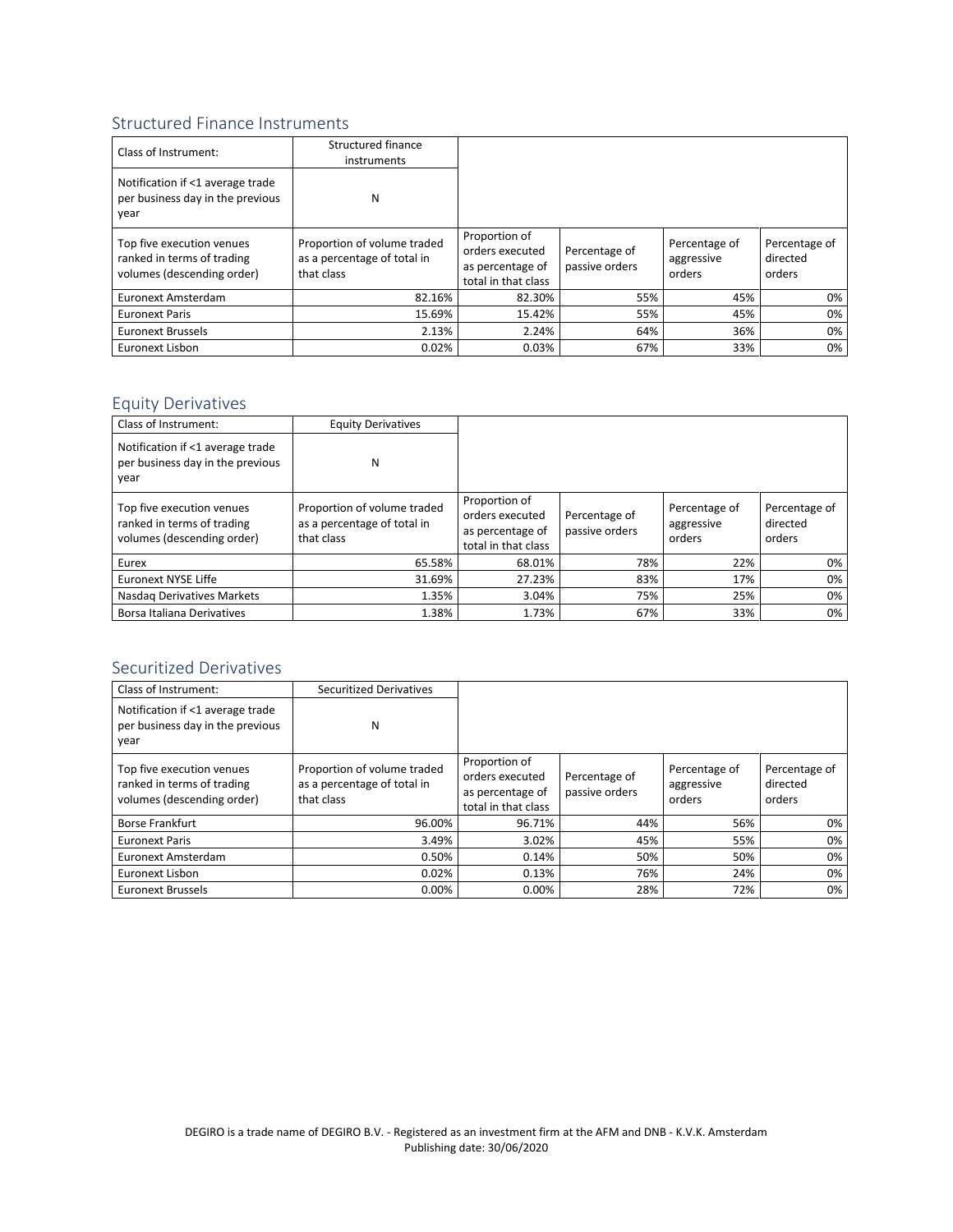## Structured Finance Instruments

| Class of Instrument: | Structured finance instruments | | | | |
|---|---|---|---|---|---|
| Notification if <1 average trade per business day in the previous year | N | | | | |
| Top five execution venues ranked in terms of trading volumes (descending order) | Proportion of volume traded as a percentage of total in that class | Proportion of orders executed as percentage of total in that class | Percentage of passive orders | Percentage of aggressive orders | Percentage of directed orders |
| Euronext Amsterdam | 82.16% | 82.30% | 55% | 45% | 0% |
| Euronext Paris | 15.69% | 15.42% | 55% | 45% | 0% |
| Euronext Brussels | 2.13% | 2.24% | 64% | 36% | 0% |
| Euronext Lisbon | 0.02% | 0.03% | 67% | 33% | 0% |

## Equity Derivatives

| Class of Instrument: | Equity Derivatives | | | | |
|---|---|---|---|---|---|
| Notification if <1 average trade per business day in the previous year | N | | | | |
| Top five execution venues ranked in terms of trading volumes (descending order) | Proportion of volume traded as a percentage of total in that class | Proportion of orders executed as percentage of total in that class | Percentage of passive orders | Percentage of aggressive orders | Percentage of directed orders |
| Eurex | 65.58% | 68.01% | 78% | 22% | 0% |
| Euronext NYSE Liffe | 31.69% | 27.23% | 83% | 17% | 0% |
| Nasdaq Derivatives Markets | 1.35% | 3.04% | 75% | 25% | 0% |
| Borsa Italiana Derivatives | 1.38% | 1.73% | 67% | 33% | 0% |

## Securitized Derivatives

| Class of Instrument: | Securitized Derivatives | | | | |
|---|---|---|---|---|---|
| Notification if <1 average trade per business day in the previous year | N | | | | |
| Top five execution venues ranked in terms of trading volumes (descending order) | Proportion of volume traded as a percentage of total in that class | Proportion of orders executed as percentage of total in that class | Percentage of passive orders | Percentage of aggressive orders | Percentage of directed orders |
| Borse Frankfurt | 96.00% | 96.71% | 44% | 56% | 0% |
| Euronext Paris | 3.49% | 3.02% | 45% | 55% | 0% |
| Euronext Amsterdam | 0.50% | 0.14% | 50% | 50% | 0% |
| Euronext Lisbon | 0.02% | 0.13% | 76% | 24% | 0% |
| Euronext Brussels | 0.00% | 0.00% | 28% | 72% | 0% |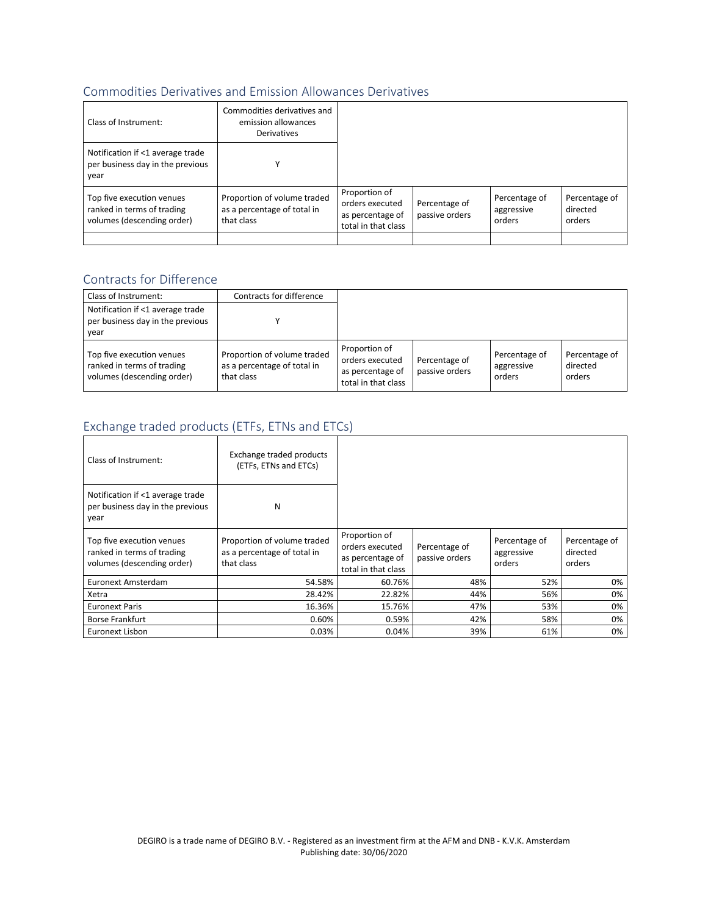## Commodities Derivatives and Emission Allowances Derivatives

| Class of Instrument: | Commodities derivatives and emission allowances Derivatives | | | | |
|---|---|---|---|---|---|
| Notification if <1 average trade per business day in the previous year | Y | | | | |
| Top five execution venues ranked in terms of trading volumes (descending order) | Proportion of volume traded as a percentage of total in that class | Proportion of orders executed as percentage of total in that class | Percentage of passive orders | Percentage of aggressive orders | Percentage of directed orders |
| | | | | | |

## Contracts for Difference

| Class of Instrument: | Contracts for difference | | | | |
|---|---|---|---|---|---|
| Notification if <1 average trade per business day in the previous year | Y | | | | |
| Top five execution venues ranked in terms of trading volumes (descending order) | Proportion of volume traded as a percentage of total in that class | Proportion of orders executed as percentage of total in that class | Percentage of passive orders | Percentage of aggressive orders | Percentage of directed orders |

## Exchange traded products (ETFs, ETNs and ETCs)

| Class of Instrument: | Exchange traded products (ETFs, ETNs and ETCs) | | | | |
|---|---|---|---|---|---|
| Notification if <1 average trade per business day in the previous year | N | | | | |
| Top five execution venues ranked in terms of trading volumes (descending order) | Proportion of volume traded as a percentage of total in that class | Proportion of orders executed as percentage of total in that class | Percentage of passive orders | Percentage of aggressive orders | Percentage of directed orders |
| Euronext Amsterdam | 54.58% | 60.76% | 48% | 52% | 0% |
| Xetra | 28.42% | 22.82% | 44% | 56% | 0% |
| Euronext Paris | 16.36% | 15.76% | 47% | 53% | 0% |
| Borse Frankfurt | 0.60% | 0.59% | 42% | 58% | 0% |
| Euronext Lisbon | 0.03% | 0.04% | 39% | 61% | 0% |

DEGIRO is a trade name of DEGIRO B.V. - Registered as an investment firm at the AFM and DNB - K.V.K. Amsterdam
Publishing date: 30/06/2020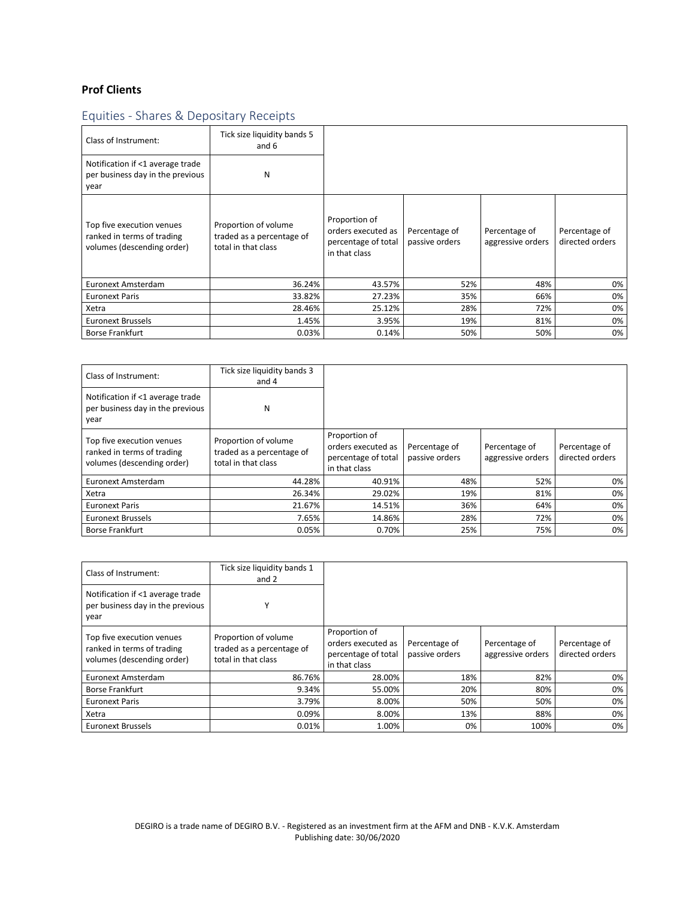**Prof Clients**

## Equities - Shares & Depositary Receipts

| Class of Instrument: | Tick size liquidity bands 5 and 6 | | | | |
|---|---|---|---|---|---|
| Notification if <1 average trade per business day in the previous year | N | | | | |
| Top five execution venues ranked in terms of trading volumes (descending order) | Proportion of volume traded as a percentage of total in that class | Proportion of orders executed as percentage of total in that class | Percentage of passive orders | Percentage of aggressive orders | Percentage of directed orders |
| Euronext Amsterdam | 36.24% | 43.57% | 52% | 48% | 0% |
| Euronext Paris | 33.82% | 27.23% | 35% | 66% | 0% |
| Xetra | 28.46% | 25.12% | 28% | 72% | 0% |
| Euronext Brussels | 1.45% | 3.95% | 19% | 81% | 0% |
| Borse Frankfurt | 0.03% | 0.14% | 50% | 50% | 0% |

| Class of Instrument: | Tick size liquidity bands 3 and 4 | | | | |
|---|---|---|---|---|---|
| Notification if <1 average trade per business day in the previous year | N | | | | |
| Top five execution venues ranked in terms of trading volumes (descending order) | Proportion of volume traded as a percentage of total in that class | Proportion of orders executed as percentage of total in that class | Percentage of passive orders | Percentage of aggressive orders | Percentage of directed orders |
| Euronext Amsterdam | 44.28% | 40.91% | 48% | 52% | 0% |
| Xetra | 26.34% | 29.02% | 19% | 81% | 0% |
| Euronext Paris | 21.67% | 14.51% | 36% | 64% | 0% |
| Euronext Brussels | 7.65% | 14.86% | 28% | 72% | 0% |
| Borse Frankfurt | 0.05% | 0.70% | 25% | 75% | 0% |

| Class of Instrument: | Tick size liquidity bands 1 and 2 | | | | |
|---|---|---|---|---|---|
| Notification if <1 average trade per business day in the previous year | Y | | | | |
| Top five execution venues ranked in terms of trading volumes (descending order) | Proportion of volume traded as a percentage of total in that class | Proportion of orders executed as percentage of total in that class | Percentage of passive orders | Percentage of aggressive orders | Percentage of directed orders |
| Euronext Amsterdam | 86.76% | 28.00% | 18% | 82% | 0% |
| Borse Frankfurt | 9.34% | 55.00% | 20% | 80% | 0% |
| Euronext Paris | 3.79% | 8.00% | 50% | 50% | 0% |
| Xetra | 0.09% | 8.00% | 13% | 88% | 0% |
| Euronext Brussels | 0.01% | 1.00% | 0% | 100% | 0% |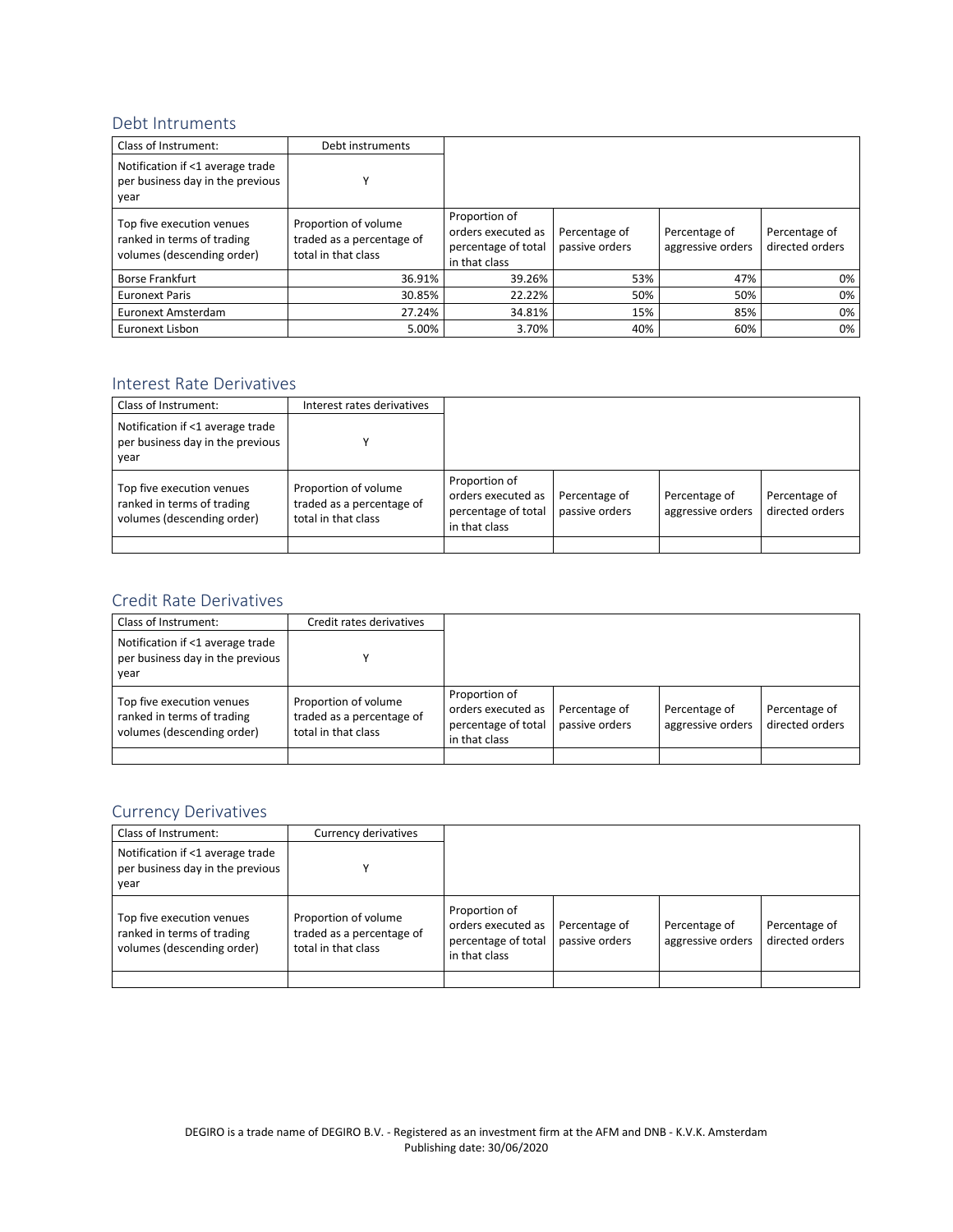## Debt Intruments

| Class of Instrument: | Debt instruments | | | | |
|---|---|---|---|---|---|
| Notification if <1 average trade per business day in the previous year | Y | | | | |
| Top five execution venues ranked in terms of trading volumes (descending order) | Proportion of volume traded as a percentage of total in that class | Proportion of orders executed as percentage of total in that class | Percentage of passive orders | Percentage of aggressive orders | Percentage of directed orders |
| Borse Frankfurt | 36.91% | 39.26% | 53% | 47% | 0% |
| Euronext Paris | 30.85% | 22.22% | 50% | 50% | 0% |
| Euronext Amsterdam | 27.24% | 34.81% | 15% | 85% | 0% |
| Euronext Lisbon | 5.00% | 3.70% | 40% | 60% | 0% |

## Interest Rate Derivatives

| Class of Instrument: | Interest rates derivatives | | | | |
|---|---|---|---|---|---|
| Notification if <1 average trade per business day in the previous year | Y | | | | |
| Top five execution venues ranked in terms of trading volumes (descending order) | Proportion of volume traded as a percentage of total in that class | Proportion of orders executed as percentage of total in that class | Percentage of passive orders | Percentage of aggressive orders | Percentage of directed orders |
| | | | | | |

## Credit Rate Derivatives

| Class of Instrument: | Credit rates derivatives | | | | |
|---|---|---|---|---|---|
| Notification if <1 average trade per business day in the previous year | Y | | | | |
| Top five execution venues ranked in terms of trading volumes (descending order) | Proportion of volume traded as a percentage of total in that class | Proportion of orders executed as percentage of total in that class | Percentage of passive orders | Percentage of aggressive orders | Percentage of directed orders |
| | | | | | |

## Currency Derivatives

| Class of Instrument: | Currency derivatives | | | | |
|---|---|---|---|---|---|
| Notification if <1 average trade per business day in the previous year | Y | | | | |
| Top five execution venues ranked in terms of trading volumes (descending order) | Proportion of volume traded as a percentage of total in that class | Proportion of orders executed as percentage of total in that class | Percentage of passive orders | Percentage of aggressive orders | Percentage of directed orders |
| | | | | | |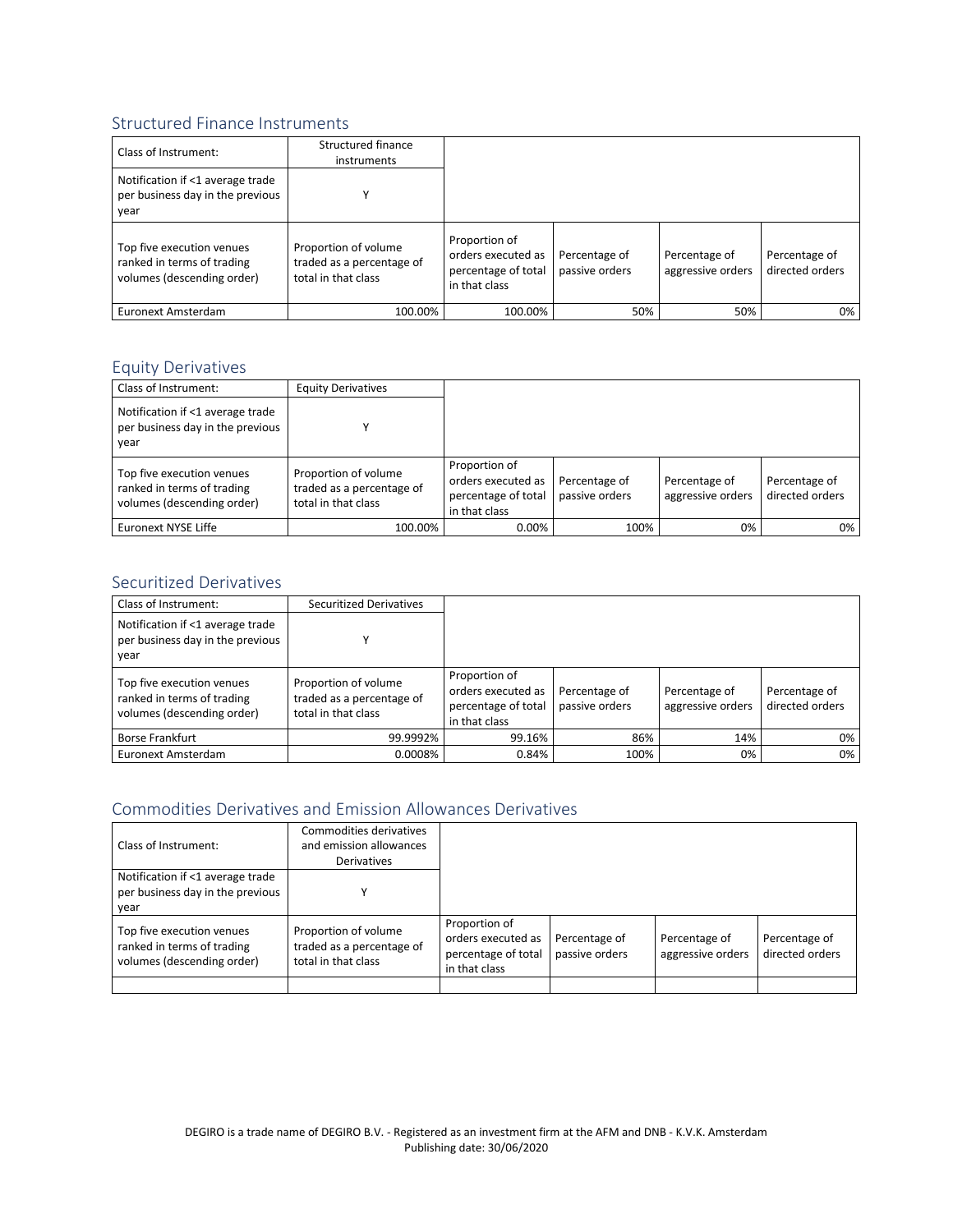## Structured Finance Instruments

| Class of Instrument: | Structured finance instruments | | | | |
|---|---|---|---|---|---|
| Notification if <1 average trade per business day in the previous year | Y | | | | |
| Top five execution venues ranked in terms of trading volumes (descending order) | Proportion of volume traded as a percentage of total in that class | Proportion of orders executed as percentage of total in that class | Percentage of passive orders | Percentage of aggressive orders | Percentage of directed orders |
| Euronext Amsterdam | 100.00% | 100.00% | 50% | 50% | 0% |

## Equity Derivatives

| Class of Instrument: | Equity Derivatives | | | | |
|---|---|---|---|---|---|
| Notification if <1 average trade per business day in the previous year | Y | | | | |
| Top five execution venues ranked in terms of trading volumes (descending order) | Proportion of volume traded as a percentage of total in that class | Proportion of orders executed as percentage of total in that class | Percentage of passive orders | Percentage of aggressive orders | Percentage of directed orders |
| Euronext NYSE Liffe | 100.00% | 0.00% | 100% | 0% | 0% |

## Securitized Derivatives

| Class of Instrument: | Securitized Derivatives | | | | |
|---|---|---|---|---|---|
| Notification if <1 average trade per business day in the previous year | Y | | | | |
| Top five execution venues ranked in terms of trading volumes (descending order) | Proportion of volume traded as a percentage of total in that class | Proportion of orders executed as percentage of total in that class | Percentage of passive orders | Percentage of aggressive orders | Percentage of directed orders |
| Borse Frankfurt | 99.9992% | 99.16% | 86% | 14% | 0% |
| Euronext Amsterdam | 0.0008% | 0.84% | 100% | 0% | 0% |

## Commodities Derivatives and Emission Allowances Derivatives

| Class of Instrument: | Commodities derivatives and emission allowances Derivatives | | | | |
|---|---|---|---|---|---|
| Notification if <1 average trade per business day in the previous year | Y | | | | |
| Top five execution venues ranked in terms of trading volumes (descending order) | Proportion of volume traded as a percentage of total in that class | Proportion of orders executed as percentage of total in that class | Percentage of passive orders | Percentage of aggressive orders | Percentage of directed orders |
| | | | | | |

DEGIRO is a trade name of DEGIRO B.V. - Registered as an investment firm at the AFM and DNB - K.V.K. Amsterdam
Publishing date: 30/06/2020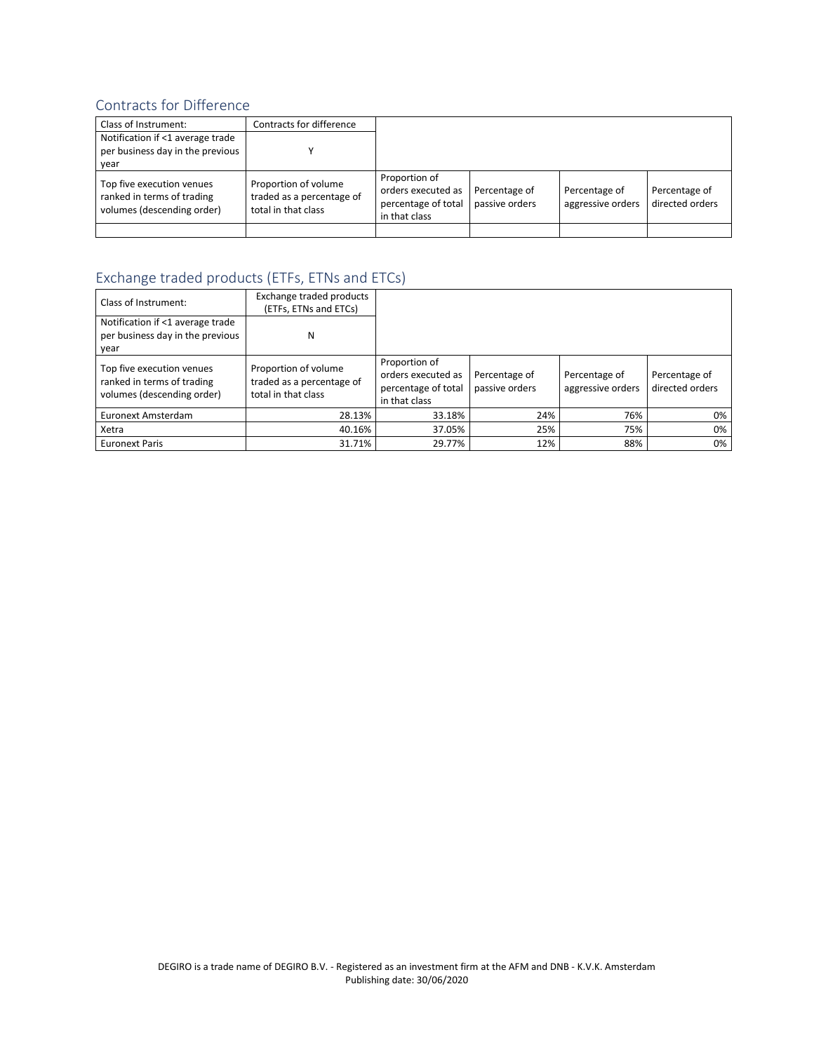## Contracts for Difference

| Class of Instrument: | Contracts for difference | | | | |
|---|---|---|---|---|---|
| Notification if <1 average trade per business day in the previous year | Y | | | | |
| Top five execution venues ranked in terms of trading volumes (descending order) | Proportion of volume traded as a percentage of total in that class | Proportion of orders executed as percentage of total in that class | Percentage of passive orders | Percentage of aggressive orders | Percentage of directed orders |
| | | | | | |

## Exchange traded products (ETFs, ETNs and ETCs)

| Class of Instrument: | Exchange traded products (ETFs, ETNs and ETCs) | | | | |
|---|---|---|---|---|---|
| Notification if <1 average trade per business day in the previous year | N | | | | |
| Top five execution venues ranked in terms of trading volumes (descending order) | Proportion of volume traded as a percentage of total in that class | Proportion of orders executed as percentage of total in that class | Percentage of passive orders | Percentage of aggressive orders | Percentage of directed orders |
| Euronext Amsterdam | 28.13% | 33.18% | 24% | 76% | 0% |
| Xetra | 40.16% | 37.05% | 25% | 75% | 0% |
| Euronext Paris | 31.71% | 29.77% | 12% | 88% | 0% |

DEGIRO is a trade name of DEGIRO B.V. - Registered as an investment firm at the AFM and DNB - K.V.K. Amsterdam
Publishing date: 30/06/2020